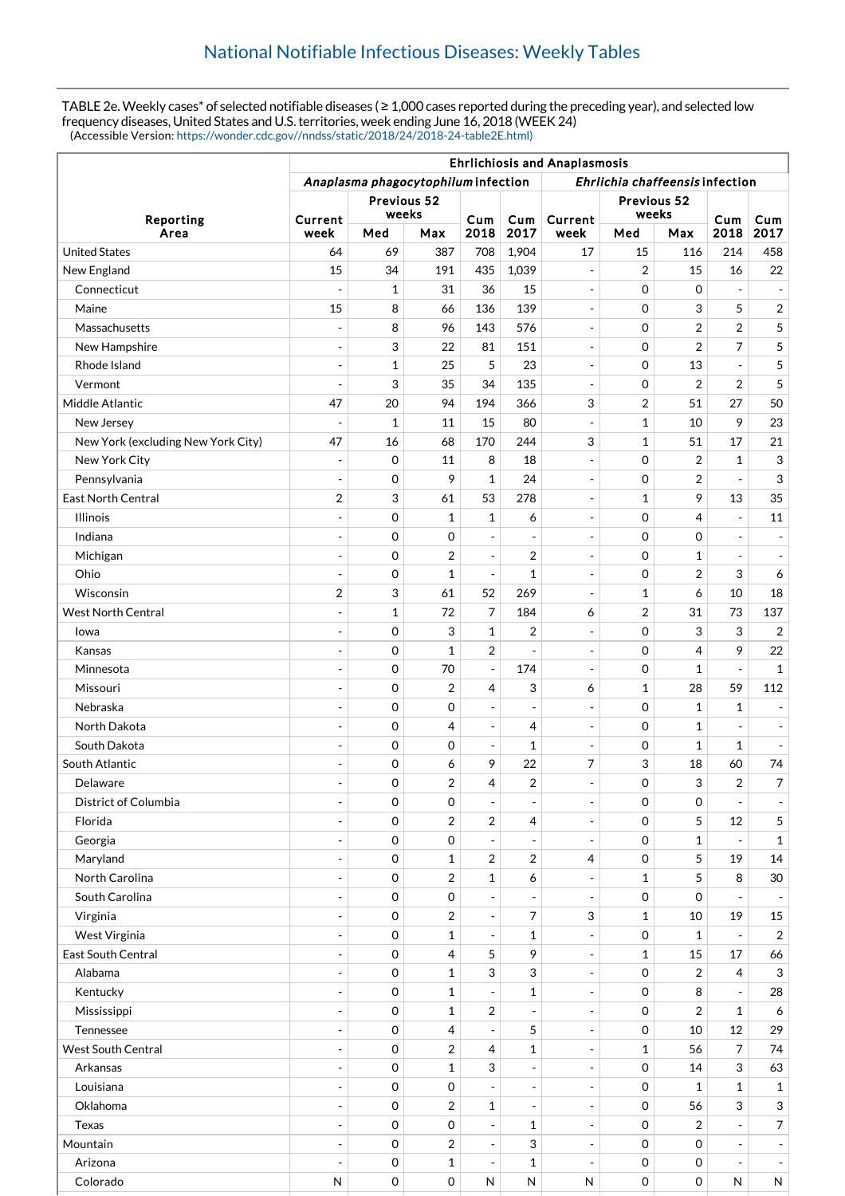## National Notifiable Infectious Diseases: Weekly Tables

TABLE 2e. Weekly cases* of selected notifiable diseases ( ≥ 1,000 cases reported during the preceding year), and selected low frequency diseases, United States and U.S. territories, week ending June 16, 2018 (WEEK 24)
(Accessible Version: https://wonder.cdc.gov//nndss/static/2018/24/2018-24-table2E.html)

| Reporting Area | Ehrlichiosis and Anaplasmosis | | | | | | | | | |
|---|---|---|---|---|---|---|---|---|---|---|
| | *Anaplasma phagocytophilum* infection | | | | | *Ehrlichia chaffeensis* infection | | | | |
| | Current week | Previous 52 weeks | | Cum 2018 | Cum 2017 | Current week | Previous 52 weeks | | Cum 2018 | Cum 2017 |
| | | Med | Max | | | | Med | Max | | |
| United States | 64 | 69 | 387 | 708 | 1,904 | 17 | 15 | 116 | 214 | 458 |
| New England | 15 | 34 | 191 | 435 | 1,039 | - | 2 | 15 | 16 | 22 |
| Connecticut | - | 1 | 31 | 36 | 15 | - | 0 | 0 | - | - |
| Maine | 15 | 8 | 66 | 136 | 139 | - | 0 | 3 | 5 | 2 |
| Massachusetts | - | 8 | 96 | 143 | 576 | - | 0 | 2 | 2 | 5 |
| New Hampshire | - | 3 | 22 | 81 | 151 | - | 0 | 2 | 7 | 5 |
| Rhode Island | - | 1 | 25 | 5 | 23 | - | 0 | 13 | - | 5 |
| Vermont | - | 3 | 35 | 34 | 135 | - | 0 | 2 | 2 | 5 |
| Middle Atlantic | 47 | 20 | 94 | 194 | 366 | 3 | 2 | 51 | 27 | 50 |
| New Jersey | - | 1 | 11 | 15 | 80 | - | 1 | 10 | 9 | 23 |
| New York (excluding New York City) | 47 | 16 | 68 | 170 | 244 | 3 | 1 | 51 | 17 | 21 |
| New York City | - | 0 | 11 | 8 | 18 | - | 0 | 2 | 1 | 3 |
| Pennsylvania | - | 0 | 9 | 1 | 24 | - | 0 | 2 | - | 3 |
| East North Central | 2 | 3 | 61 | 53 | 278 | - | 1 | 9 | 13 | 35 |
| Illinois | - | 0 | 1 | 1 | 6 | - | 0 | 4 | - | 11 |
| Indiana | - | 0 | 0 | - | - | - | 0 | 0 | - | - |
| Michigan | - | 0 | 2 | - | 2 | - | 0 | 1 | - | - |
| Ohio | - | 0 | 1 | - | 1 | - | 0 | 2 | 3 | 6 |
| Wisconsin | 2 | 3 | 61 | 52 | 269 | - | 1 | 6 | 10 | 18 |
| West North Central | - | 1 | 72 | 7 | 184 | 6 | 2 | 31 | 73 | 137 |
| Iowa | - | 0 | 3 | 1 | 2 | - | 0 | 3 | 3 | 2 |
| Kansas | - | 0 | 1 | 2 | - | - | 0 | 4 | 9 | 22 |
| Minnesota | - | 0 | 70 | - | 174 | - | 0 | 1 | - | 1 |
| Missouri | - | 0 | 2 | 4 | 3 | 6 | 1 | 28 | 59 | 112 |
| Nebraska | - | 0 | 0 | - | - | - | 0 | 1 | 1 | - |
| North Dakota | - | 0 | 4 | - | 4 | - | 0 | 1 | - | - |
| South Dakota | - | 0 | 0 | - | 1 | - | 0 | 1 | 1 | - |
| South Atlantic | - | 0 | 6 | 9 | 22 | 7 | 3 | 18 | 60 | 74 |
| Delaware | - | 0 | 2 | 4 | 2 | - | 0 | 3 | 2 | 7 |
| District of Columbia | - | 0 | 0 | - | - | - | 0 | 0 | - | - |
| Florida | - | 0 | 2 | 2 | 4 | - | 0 | 5 | 12 | 5 |
| Georgia | - | 0 | 0 | - | - | - | 0 | 1 | - | 1 |
| Maryland | - | 0 | 1 | 2 | 2 | 4 | 0 | 5 | 19 | 14 |
| North Carolina | - | 0 | 2 | 1 | 6 | - | 1 | 5 | 8 | 30 |
| South Carolina | - | 0 | 0 | - | - | - | 0 | 0 | - | - |
| Virginia | - | 0 | 2 | - | 7 | 3 | 1 | 10 | 19 | 15 |
| West Virginia | - | 0 | 1 | - | 1 | - | 0 | 1 | - | 2 |
| East South Central | - | 0 | 4 | 5 | 9 | - | 1 | 15 | 17 | 66 |
| Alabama | - | 0 | 1 | 3 | 3 | - | 0 | 2 | 4 | 3 |
| Kentucky | - | 0 | 1 | - | 1 | - | 0 | 8 | - | 28 |
| Mississippi | - | 0 | 1 | 2 | - | - | 0 | 2 | 1 | 6 |
| Tennessee | - | 0 | 4 | - | 5 | - | 0 | 10 | 12 | 29 |
| West South Central | - | 0 | 2 | 4 | 1 | - | 1 | 56 | 7 | 74 |
| Arkansas | - | 0 | 1 | 3 | - | - | 0 | 14 | 3 | 63 |
| Louisiana | - | 0 | 0 | - | - | - | 0 | 1 | 1 | 1 |
| Oklahoma | - | 0 | 2 | 1 | - | - | 0 | 56 | 3 | 3 |
| Texas | - | 0 | 0 | - | 1 | - | 0 | 2 | - | 7 |
| Mountain | - | 0 | 2 | - | 3 | - | 0 | 0 | - | - |
| Arizona | - | 0 | 1 | - | 1 | - | 0 | 0 | - | - |
| Colorado | N | 0 | 0 | N | N | N | 0 | 0 | N | N |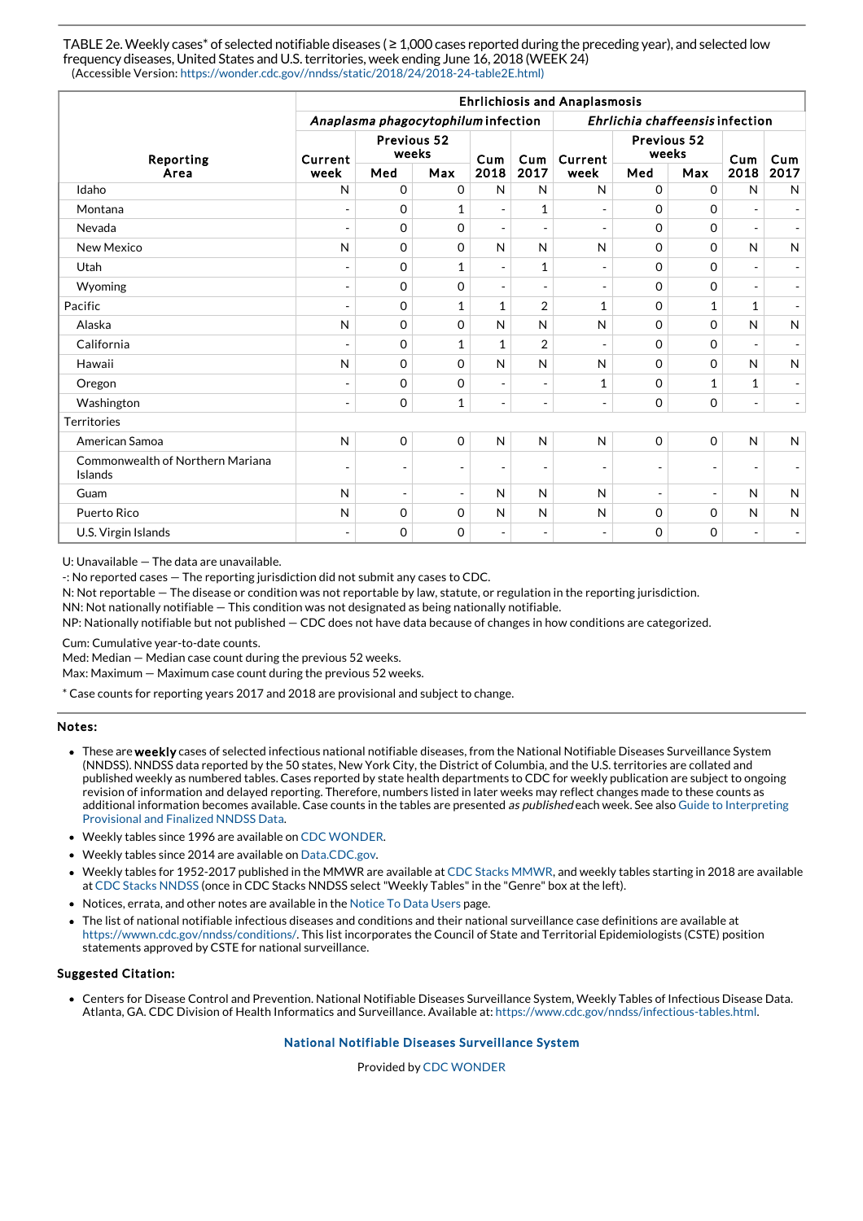TABLE 2e. Weekly cases* of selected notifiable diseases ( ≥ 1,000 cases reported during the preceding year), and selected low frequency diseases, United States and U.S. territories, week ending June 16, 2018 (WEEK 24)
(Accessible Version: https://wonder.cdc.gov//nndss/static/2018/24/2018-24-table2E.html)

| Reporting Area | Ehrlichiosis and Anaplasmosis | | | | | | | | | |
|---|---|---|---|---|---|---|---|---|---|---|
| | *Anaplasma phagocytophilum* infection | | | | | *Ehrlichia chaffeensis* infection | | | | |
| | Current week | Previous 52 weeks | | Cum 2018 | Cum 2017 | Current week | Previous 52 weeks | | Cum 2018 | Cum 2017 |
| | | Med | Max | | | | Med | Max | | |
| Idaho | N | 0 | 0 | N | N | N | 0 | 0 | N | N |
| Montana | - | 0 | 1 | - | 1 | - | 0 | 0 | - | - |
| Nevada | - | 0 | 0 | - | - | - | 0 | 0 | - | - |
| New Mexico | N | 0 | 0 | N | N | N | 0 | 0 | N | N |
| Utah | - | 0 | 1 | - | 1 | - | 0 | 0 | - | - |
| Wyoming | - | 0 | 0 | - | - | - | 0 | 0 | - | - |
| Pacific | - | 0 | 1 | 1 | 2 | 1 | 0 | 1 | 1 | - |
| Alaska | N | 0 | 0 | N | N | N | 0 | 0 | N | N |
| California | - | 0 | 1 | 1 | 2 | - | 0 | 0 | - | - |
| Hawaii | N | 0 | 0 | N | N | N | 0 | 0 | N | N |
| Oregon | - | 0 | 0 | - | - | 1 | 0 | 1 | 1 | - |
| Washington | - | 0 | 1 | - | - | - | 0 | 0 | - | - |
| Territories | | | | | | | | | | |
| American Samoa | N | 0 | 0 | N | N | N | 0 | 0 | N | N |
| Commonwealth of Northern Mariana Islands | - | - | - | - | - | - | - | - | - | - |
| Guam | N | - | - | N | N | N | - | - | N | N |
| Puerto Rico | N | 0 | 0 | N | N | N | 0 | 0 | N | N |
| U.S. Virgin Islands | - | 0 | 0 | - | - | - | 0 | 0 | - | - |

U: Unavailable — The data are unavailable.
-: No reported cases — The reporting jurisdiction did not submit any cases to CDC.
N: Not reportable — The disease or condition was not reportable by law, statute, or regulation in the reporting jurisdiction.
NN: Not nationally notifiable — This condition was not designated as being nationally notifiable.
NP: Nationally notifiable but not published — CDC does not have data because of changes in how conditions are categorized.

Cum: Cumulative year-to-date counts.
Med: Median — Median case count during the previous 52 weeks.
Max: Maximum — Maximum case count during the previous 52 weeks.

* Case counts for reporting years 2017 and 2018 are provisional and subject to change.

**Notes:**

- These are **weekly** cases of selected infectious national notifiable diseases, from the National Notifiable Diseases Surveillance System (NNDSS). NNDSS data reported by the 50 states, New York City, the District of Columbia, and the U.S. territories are collated and published weekly as numbered tables. Cases reported by state health departments to CDC for weekly publication are subject to ongoing revision of information and delayed reporting. Therefore, numbers listed in later weeks may reflect changes made to these counts as additional information becomes available. Case counts in the tables are presented *as published* each week. See also Guide to Interpreting Provisional and Finalized NNDSS Data.
- Weekly tables since 1996 are available on CDC WONDER.
- Weekly tables since 2014 are available on Data.CDC.gov.
- Weekly tables for 1952-2017 published in the MMWR are available at CDC Stacks MMWR, and weekly tables starting in 2018 are available at CDC Stacks NNDSS (once in CDC Stacks NNDSS select "Weekly Tables" in the "Genre" box at the left).
- Notices, errata, and other notes are available in the Notice To Data Users page.
- The list of national notifiable infectious diseases and conditions and their national surveillance case definitions are available at https://wwwn.cdc.gov/nndss/conditions/. This list incorporates the Council of State and Territorial Epidemiologists (CSTE) position statements approved by CSTE for national surveillance.

**Suggested Citation:**

- Centers for Disease Control and Prevention. National Notifiable Diseases Surveillance System, Weekly Tables of Infectious Disease Data. Atlanta, GA. CDC Division of Health Informatics and Surveillance. Available at: https://www.cdc.gov/nndss/infectious-tables.html.

National Notifiable Diseases Surveillance System

Provided by CDC WONDER